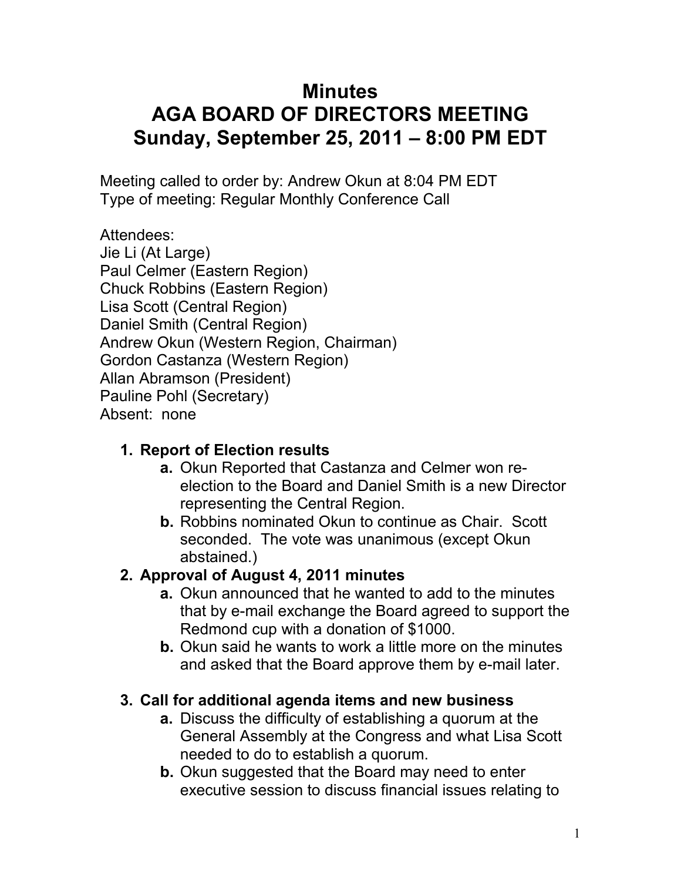# Minutes
# AGA BOARD OF DIRECTORS MEETING
# Sunday, September 25, 2011 – 8:00 PM EDT

Meeting called to order by: Andrew Okun at 8:04 PM EDT
Type of meeting: Regular Monthly Conference Call

Attendees:
Jie Li (At Large)
Paul Celmer (Eastern Region)
Chuck Robbins (Eastern Region)
Lisa Scott (Central Region)
Daniel Smith (Central Region)
Andrew Okun (Western Region, Chairman)
Gordon Castanza (Western Region)
Allan Abramson (President)
Pauline Pohl (Secretary)
Absent: none

1. **Report of Election results**
   - **a.** Okun Reported that Castanza and Celmer won re-election to the Board and Daniel Smith is a new Director representing the Central Region.
   - **b.** Robbins nominated Okun to continue as Chair. Scott seconded. The vote was unanimous (except Okun abstained.)
2. **Approval of August 4, 2011 minutes**
   - **a.** Okun announced that he wanted to add to the minutes that by e-mail exchange the Board agreed to support the Redmond cup with a donation of $1000.
   - **b.** Okun said he wants to work a little more on the minutes and asked that the Board approve them by e-mail later.
3. **Call for additional agenda items and new business**
   - **a.** Discuss the difficulty of establishing a quorum at the General Assembly at the Congress and what Lisa Scott needed to do to establish a quorum.
   - **b.** Okun suggested that the Board may need to enter executive session to discuss financial issues relating to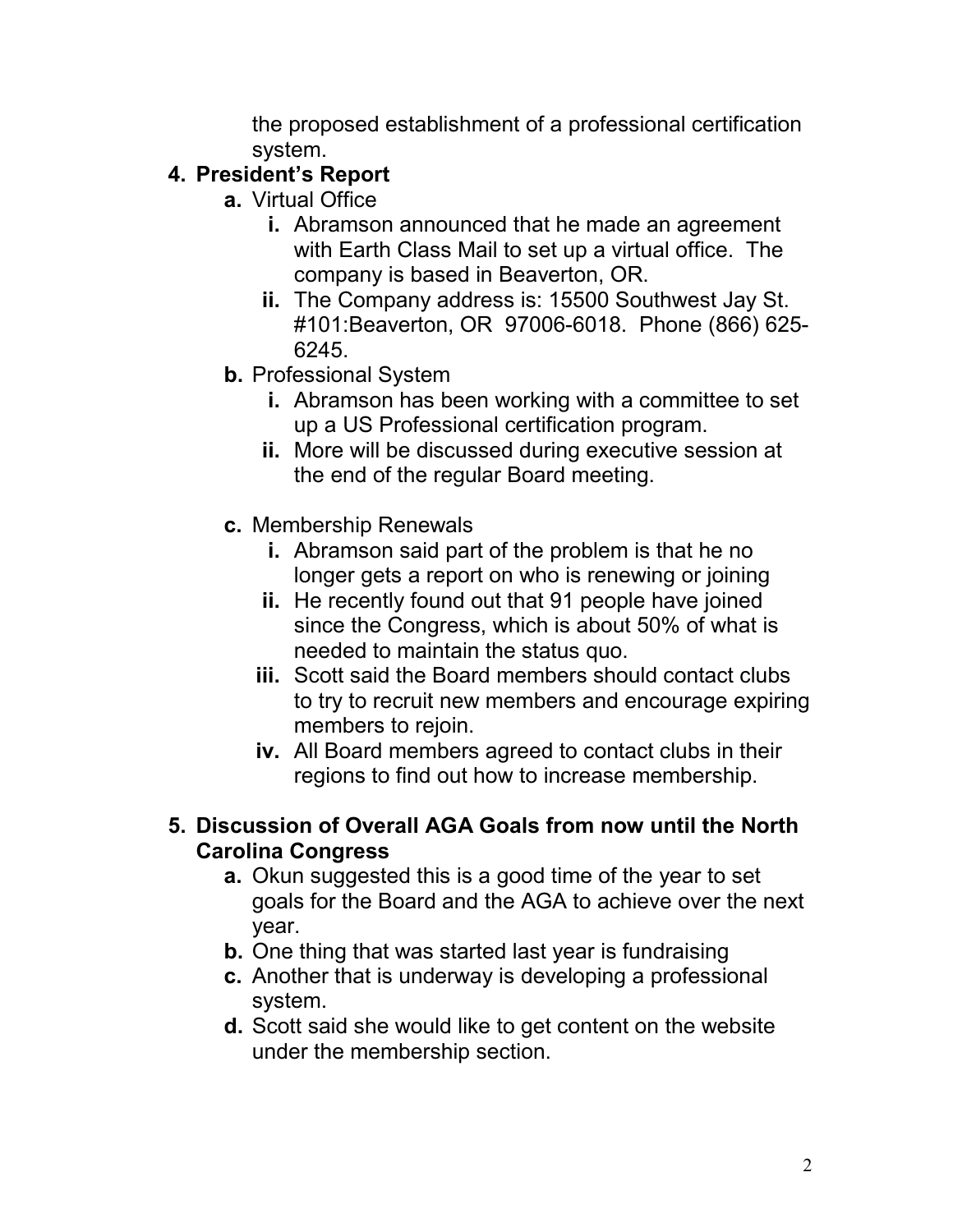the proposed establishment of a professional certification system.

4. **President's Report**
   - **a.** Virtual Office
     - **i.** Abramson announced that he made an agreement with Earth Class Mail to set up a virtual office. The company is based in Beaverton, OR.
     - **ii.** The Company address is: 15500 Southwest Jay St. #101:Beaverton, OR 97006-6018. Phone (866) 625-6245.
   - **b.** Professional System
     - **i.** Abramson has been working with a committee to set up a US Professional certification program.
     - **ii.** More will be discussed during executive session at the end of the regular Board meeting.
   - **c.** Membership Renewals
     - **i.** Abramson said part of the problem is that he no longer gets a report on who is renewing or joining
     - **ii.** He recently found out that 91 people have joined since the Congress, which is about 50% of what is needed to maintain the status quo.
     - **iii.** Scott said the Board members should contact clubs to try to recruit new members and encourage expiring members to rejoin.
     - **iv.** All Board members agreed to contact clubs in their regions to find out how to increase membership.

5. **Discussion of Overall AGA Goals from now until the North Carolina Congress**
   - **a.** Okun suggested this is a good time of the year to set goals for the Board and the AGA to achieve over the next year.
   - **b.** One thing that was started last year is fundraising
   - **c.** Another that is underway is developing a professional system.
   - **d.** Scott said she would like to get content on the website under the membership section.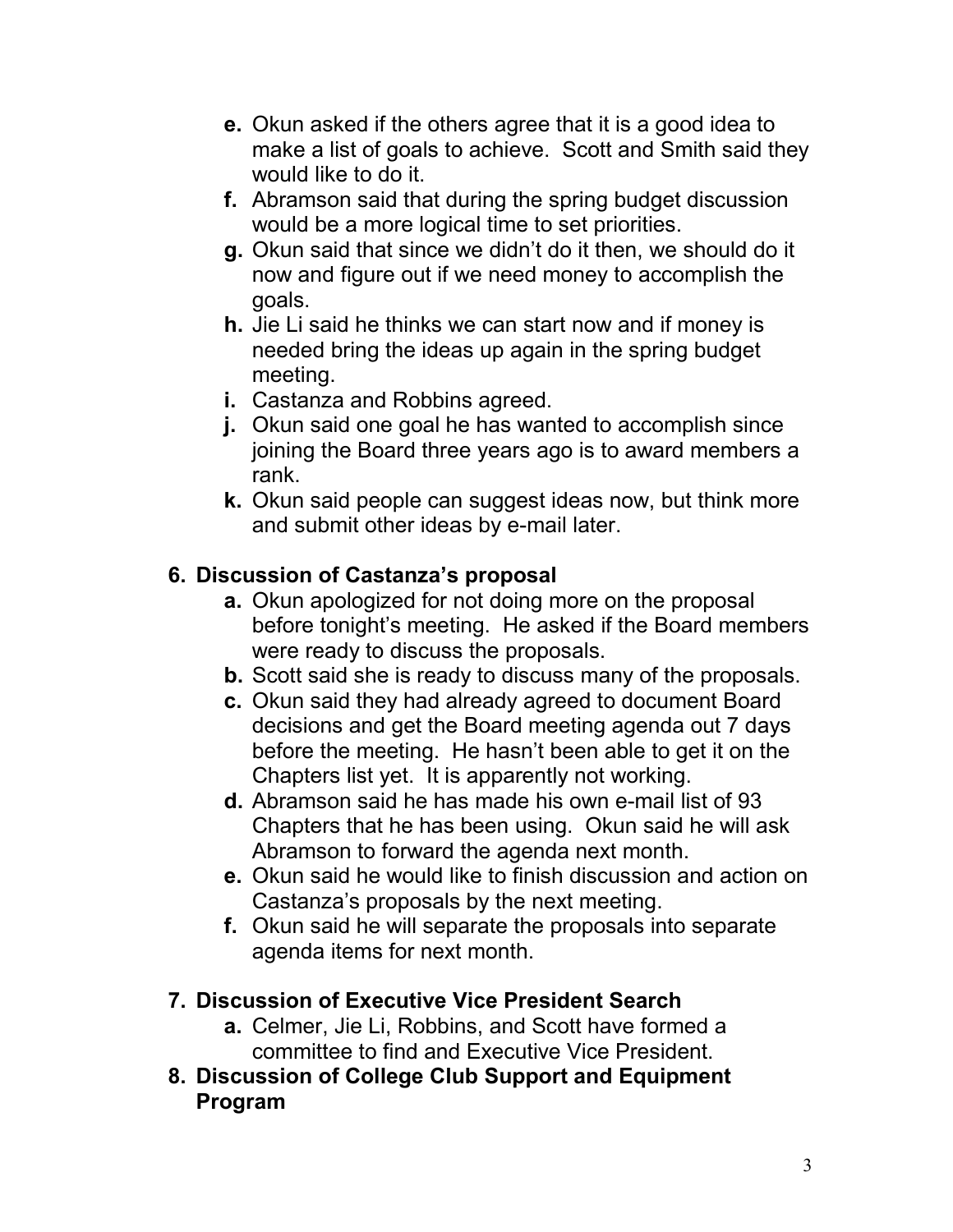- **e.** Okun asked if the others agree that it is a good idea to make a list of goals to achieve. Scott and Smith said they would like to do it.
- **f.** Abramson said that during the spring budget discussion would be a more logical time to set priorities.
- **g.** Okun said that since we didn't do it then, we should do it now and figure out if we need money to accomplish the goals.
- **h.** Jie Li said he thinks we can start now and if money is needed bring the ideas up again in the spring budget meeting.
- **i.** Castanza and Robbins agreed.
- **j.** Okun said one goal he has wanted to accomplish since joining the Board three years ago is to award members a rank.
- **k.** Okun said people can suggest ideas now, but think more and submit other ideas by e-mail later.

**6. Discussion of Castanza's proposal**

- **a.** Okun apologized for not doing more on the proposal before tonight's meeting. He asked if the Board members were ready to discuss the proposals.
- **b.** Scott said she is ready to discuss many of the proposals.
- **c.** Okun said they had already agreed to document Board decisions and get the Board meeting agenda out 7 days before the meeting. He hasn't been able to get it on the Chapters list yet. It is apparently not working.
- **d.** Abramson said he has made his own e-mail list of 93 Chapters that he has been using. Okun said he will ask Abramson to forward the agenda next month.
- **e.** Okun said he would like to finish discussion and action on Castanza's proposals by the next meeting.
- **f.** Okun said he will separate the proposals into separate agenda items for next month.

**7. Discussion of Executive Vice President Search**

- **a.** Celmer, Jie Li, Robbins, and Scott have formed a committee to find and Executive Vice President.

**8. Discussion of College Club Support and Equipment Program**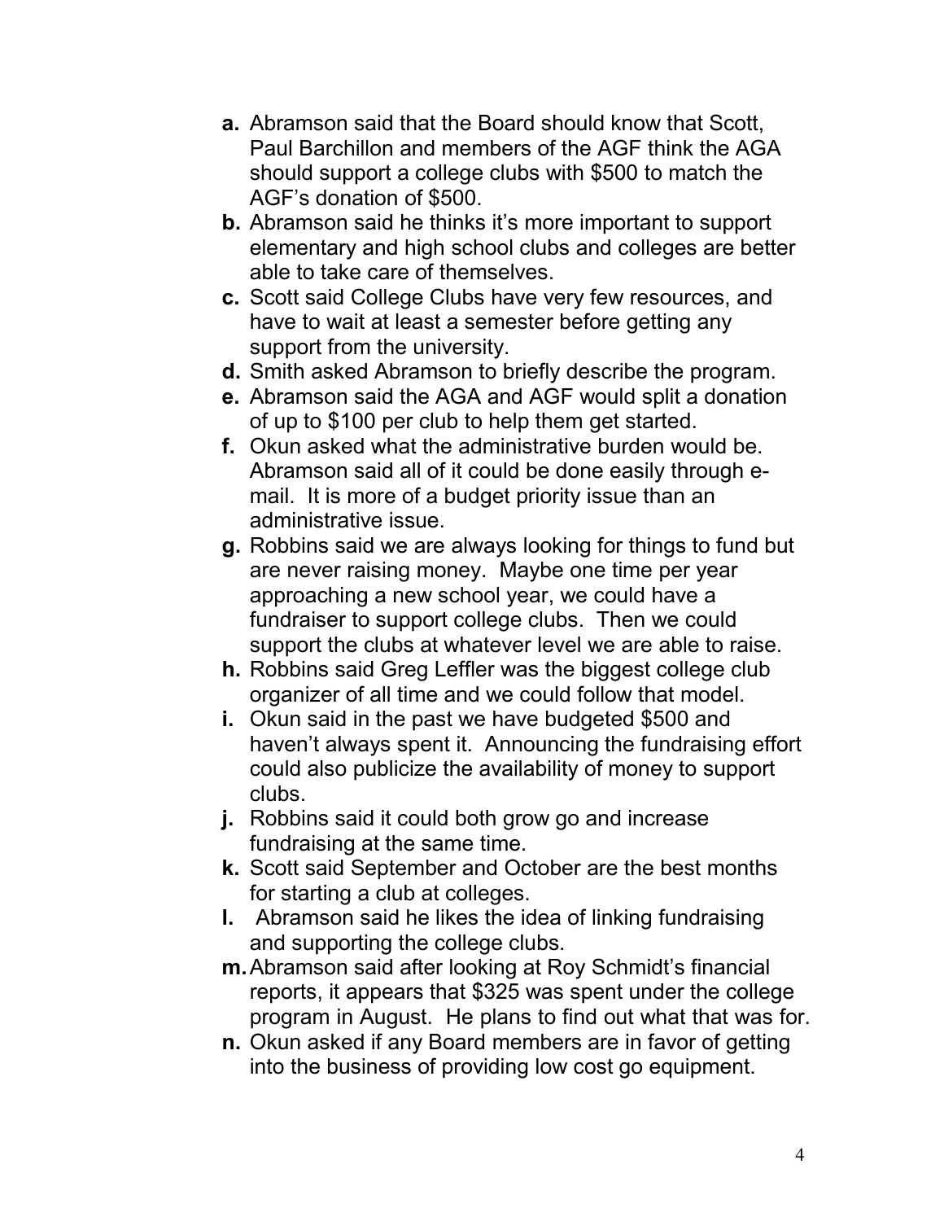- **a.** Abramson said that the Board should know that Scott, Paul Barchillon and members of the AGF think the AGA should support a college clubs with $500 to match the AGF's donation of $500.
- **b.** Abramson said he thinks it's more important to support elementary and high school clubs and colleges are better able to take care of themselves.
- **c.** Scott said College Clubs have very few resources, and have to wait at least a semester before getting any support from the university.
- **d.** Smith asked Abramson to briefly describe the program.
- **e.** Abramson said the AGA and AGF would split a donation of up to $100 per club to help them get started.
- **f.** Okun asked what the administrative burden would be. Abramson said all of it could be done easily through e-mail. It is more of a budget priority issue than an administrative issue.
- **g.** Robbins said we are always looking for things to fund but are never raising money. Maybe one time per year approaching a new school year, we could have a fundraiser to support college clubs. Then we could support the clubs at whatever level we are able to raise.
- **h.** Robbins said Greg Leffler was the biggest college club organizer of all time and we could follow that model.
- **i.** Okun said in the past we have budgeted $500 and haven't always spent it. Announcing the fundraising effort could also publicize the availability of money to support clubs.
- **j.** Robbins said it could both grow go and increase fundraising at the same time.
- **k.** Scott said September and October are the best months for starting a club at colleges.
- **l.** Abramson said he likes the idea of linking fundraising and supporting the college clubs.
- **m.** Abramson said after looking at Roy Schmidt's financial reports, it appears that $325 was spent under the college program in August. He plans to find out what that was for.
- **n.** Okun asked if any Board members are in favor of getting into the business of providing low cost go equipment.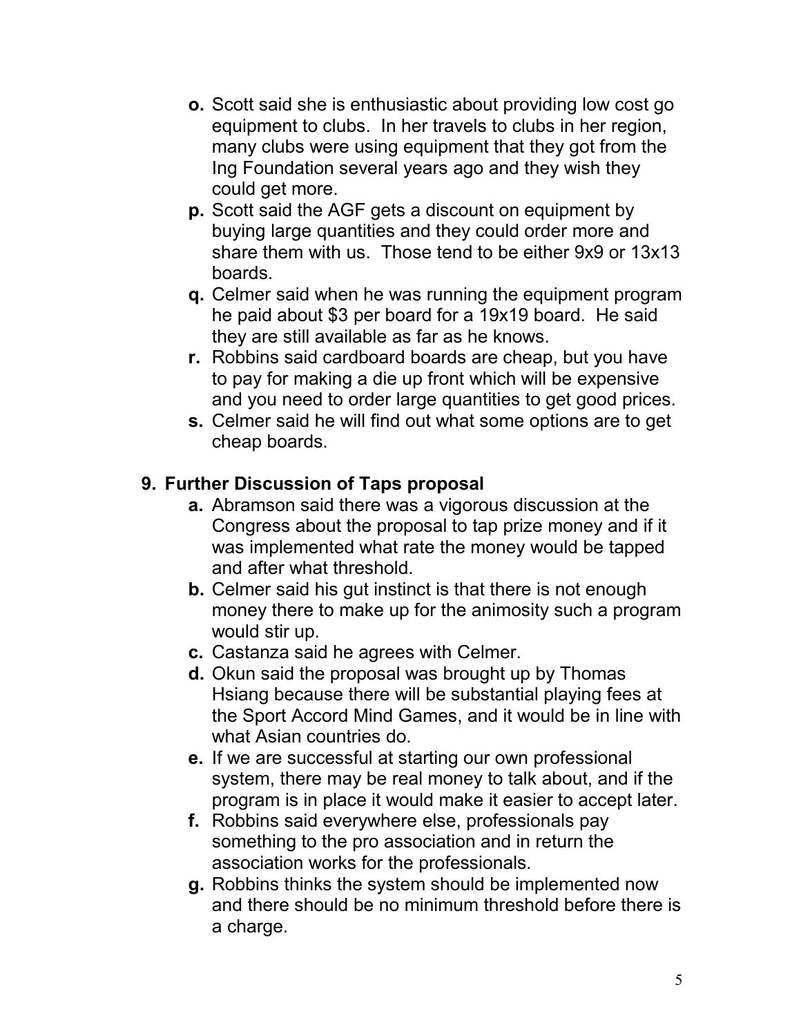- **o.** Scott said she is enthusiastic about providing low cost go equipment to clubs. In her travels to clubs in her region, many clubs were using equipment that they got from the Ing Foundation several years ago and they wish they could get more.
- **p.** Scott said the AGF gets a discount on equipment by buying large quantities and they could order more and share them with us. Those tend to be either 9x9 or 13x13 boards.
- **q.** Celmer said when he was running the equipment program he paid about $3 per board for a 19x19 board. He said they are still available as far as he knows.
- **r.** Robbins said cardboard boards are cheap, but you have to pay for making a die up front which will be expensive and you need to order large quantities to get good prices.
- **s.** Celmer said he will find out what some options are to get cheap boards.

## 9. Further Discussion of Taps proposal

- **a.** Abramson said there was a vigorous discussion at the Congress about the proposal to tap prize money and if it was implemented what rate the money would be tapped and after what threshold.
- **b.** Celmer said his gut instinct is that there is not enough money there to make up for the animosity such a program would stir up.
- **c.** Castanza said he agrees with Celmer.
- **d.** Okun said the proposal was brought up by Thomas Hsiang because there will be substantial playing fees at the Sport Accord Mind Games, and it would be in line with what Asian countries do.
- **e.** If we are successful at starting our own professional system, there may be real money to talk about, and if the program is in place it would make it easier to accept later.
- **f.** Robbins said everywhere else, professionals pay something to the pro association and in return the association works for the professionals.
- **g.** Robbins thinks the system should be implemented now and there should be no minimum threshold before there is a charge.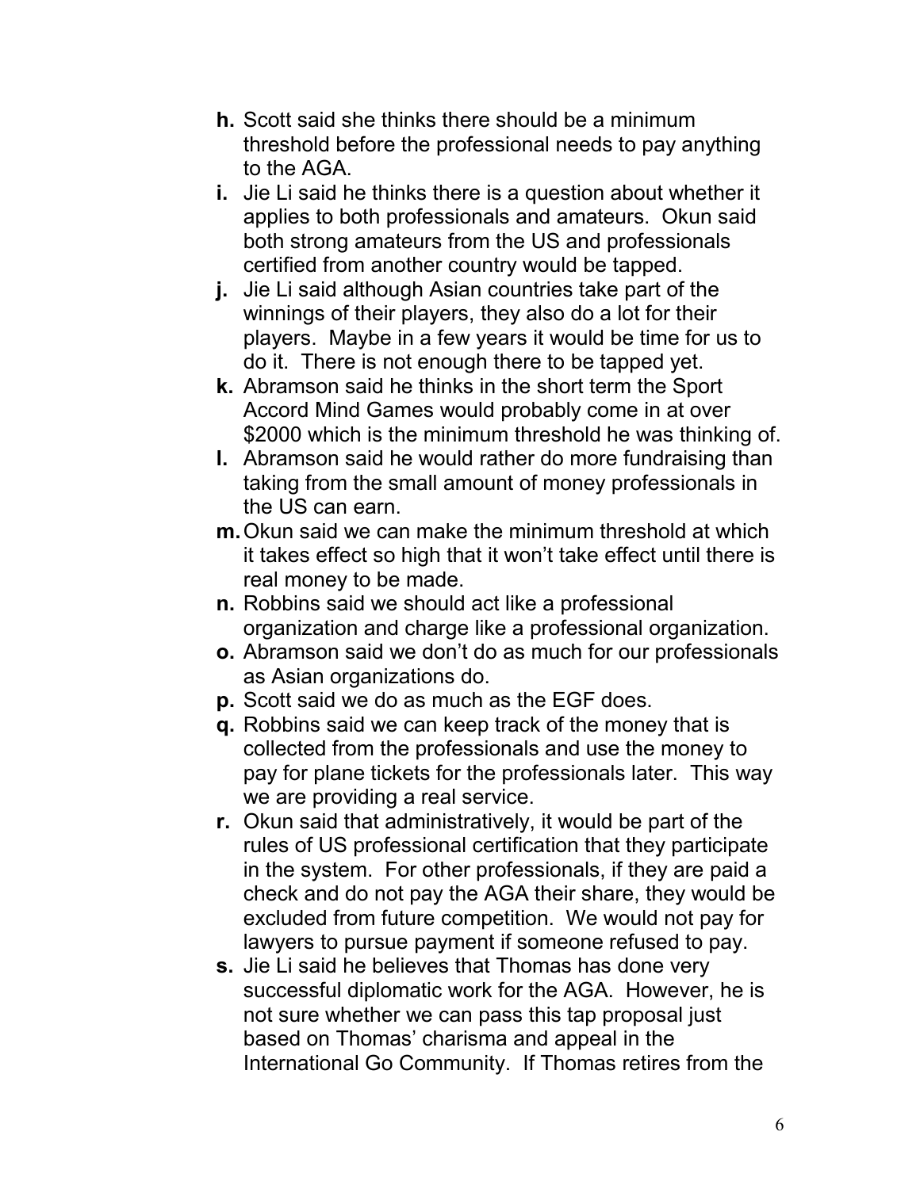- **h.** Scott said she thinks there should be a minimum threshold before the professional needs to pay anything to the AGA.
- **i.** Jie Li said he thinks there is a question about whether it applies to both professionals and amateurs. Okun said both strong amateurs from the US and professionals certified from another country would be tapped.
- **j.** Jie Li said although Asian countries take part of the winnings of their players, they also do a lot for their players. Maybe in a few years it would be time for us to do it. There is not enough there to be tapped yet.
- **k.** Abramson said he thinks in the short term the Sport Accord Mind Games would probably come in at over \$2000 which is the minimum threshold he was thinking of.
- **l.** Abramson said he would rather do more fundraising than taking from the small amount of money professionals in the US can earn.
- **m.** Okun said we can make the minimum threshold at which it takes effect so high that it won't take effect until there is real money to be made.
- **n.** Robbins said we should act like a professional organization and charge like a professional organization.
- **o.** Abramson said we don't do as much for our professionals as Asian organizations do.
- **p.** Scott said we do as much as the EGF does.
- **q.** Robbins said we can keep track of the money that is collected from the professionals and use the money to pay for plane tickets for the professionals later. This way we are providing a real service.
- **r.** Okun said that administratively, it would be part of the rules of US professional certification that they participate in the system. For other professionals, if they are paid a check and do not pay the AGA their share, they would be excluded from future competition. We would not pay for lawyers to pursue payment if someone refused to pay.
- **s.** Jie Li said he believes that Thomas has done very successful diplomatic work for the AGA. However, he is not sure whether we can pass this tap proposal just based on Thomas' charisma and appeal in the International Go Community. If Thomas retires from the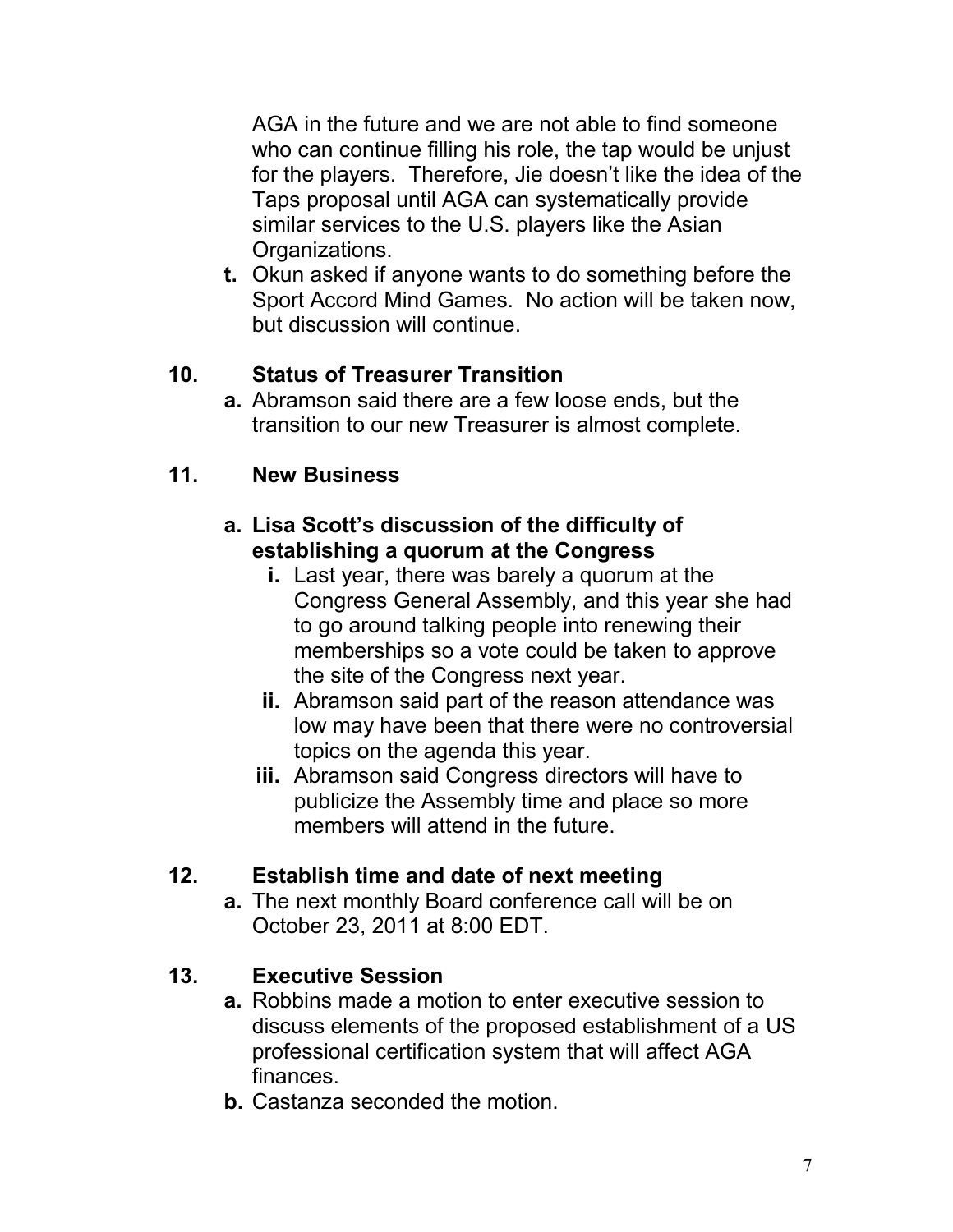AGA in the future and we are not able to find someone who can continue filling his role, the tap would be unjust for the players. Therefore, Jie doesn't like the idea of the Taps proposal until AGA can systematically provide similar services to the U.S. players like the Asian Organizations.

**t.** Okun asked if anyone wants to do something before the Sport Accord Mind Games. No action will be taken now, but discussion will continue.

## 10. Status of Treasurer Transition

**a.** Abramson said there are a few loose ends, but the transition to our new Treasurer is almost complete.

## 11. New Business

### a. Lisa Scott's discussion of the difficulty of establishing a quorum at the Congress

**i.** Last year, there was barely a quorum at the Congress General Assembly, and this year she had to go around talking people into renewing their memberships so a vote could be taken to approve the site of the Congress next year.

**ii.** Abramson said part of the reason attendance was low may have been that there were no controversial topics on the agenda this year.

**iii.** Abramson said Congress directors will have to publicize the Assembly time and place so more members will attend in the future.

## 12. Establish time and date of next meeting

**a.** The next monthly Board conference call will be on October 23, 2011 at 8:00 EDT.

## 13. Executive Session

**a.** Robbins made a motion to enter executive session to discuss elements of the proposed establishment of a US professional certification system that will affect AGA finances.

**b.** Castanza seconded the motion.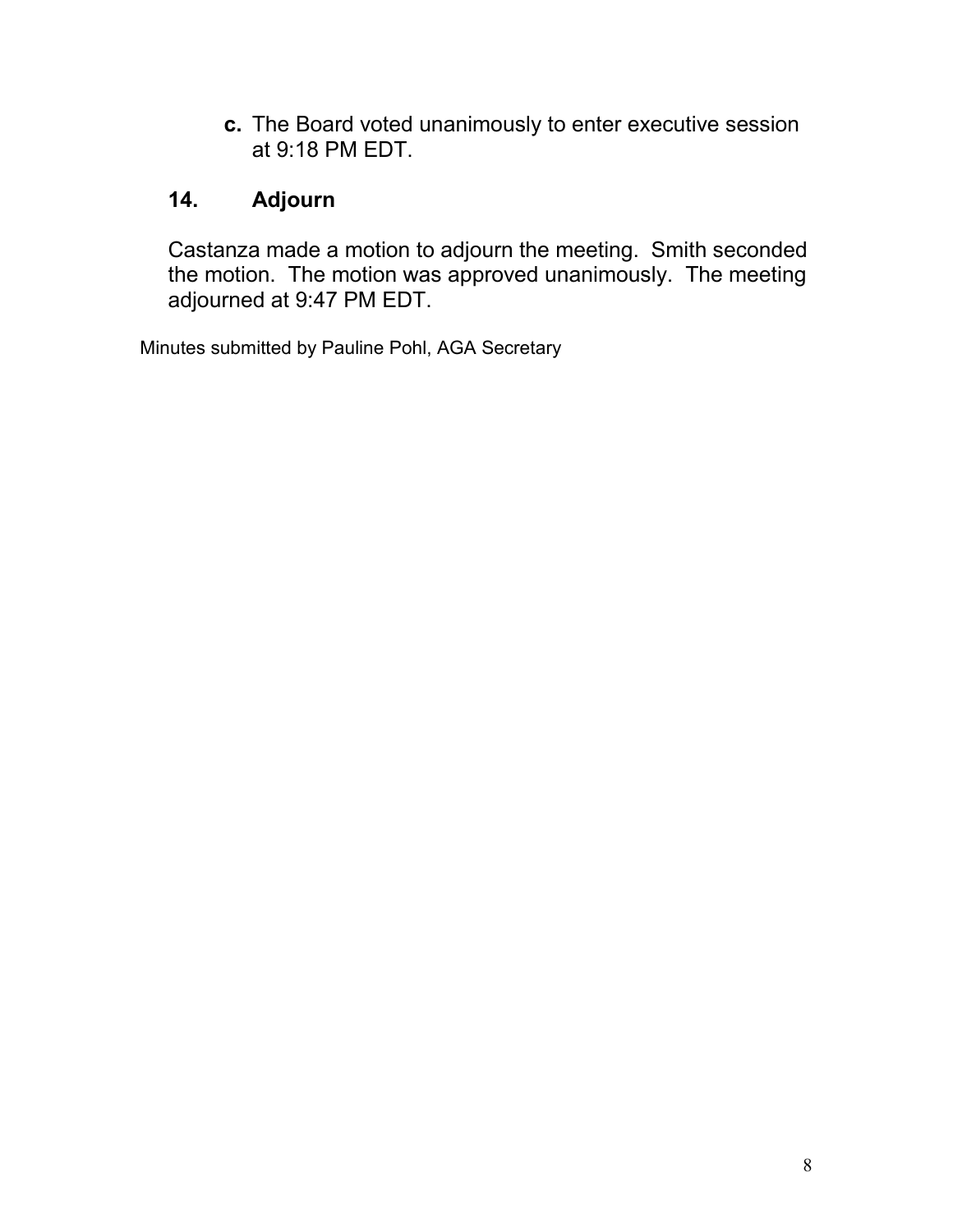**c.** The Board voted unanimously to enter executive session at 9:18 PM EDT.

## 14. Adjourn

Castanza made a motion to adjourn the meeting. Smith seconded the motion. The motion was approved unanimously. The meeting adjourned at 9:47 PM EDT.

Minutes submitted by Pauline Pohl, AGA Secretary